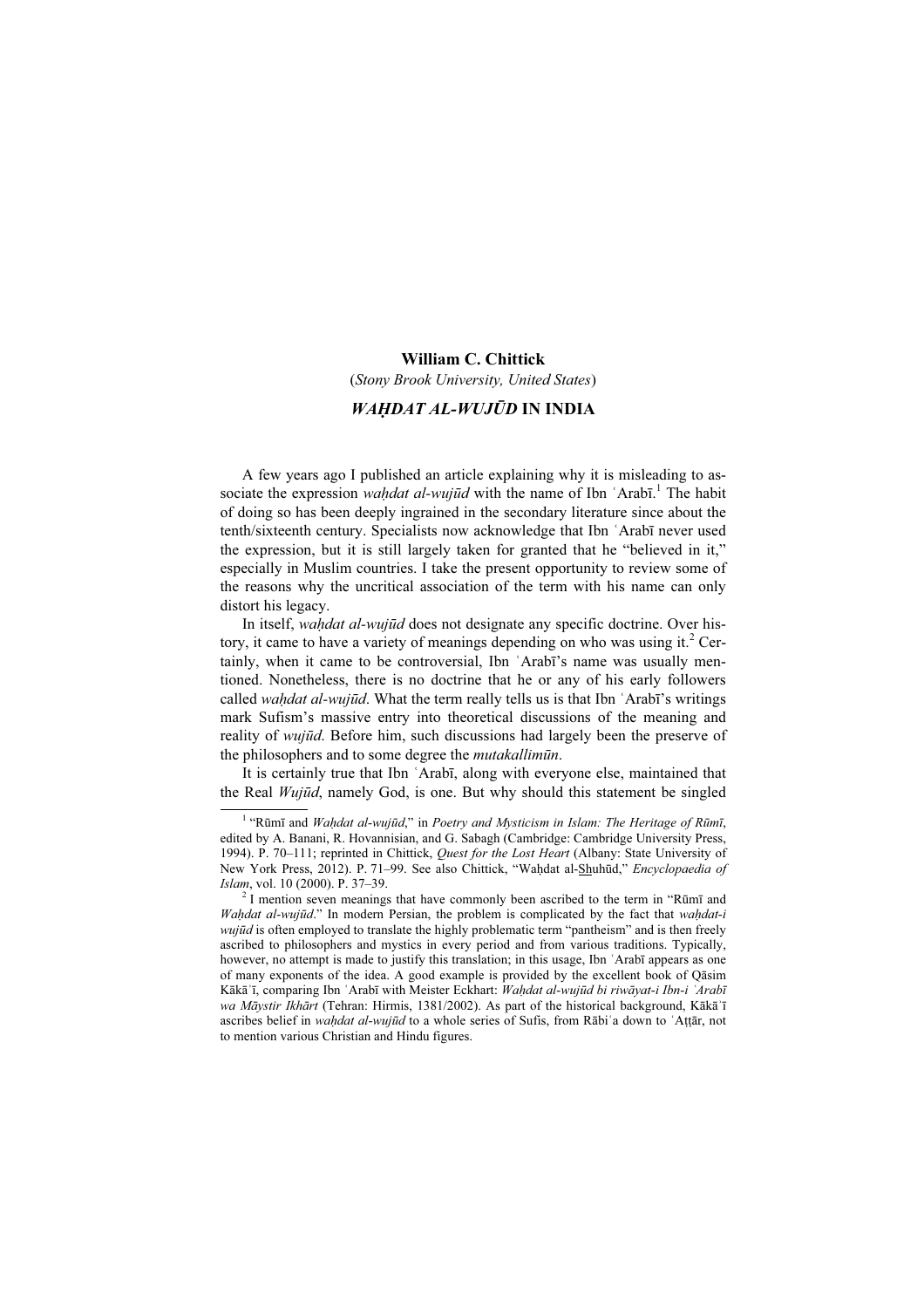**William C. Chittick**
(*Stony Brook University, United States*)

# *WAḤDAT AL-WUJŪD* IN INDIA

A few years ago I published an article explaining why it is misleading to associate the expression *waḥdat al-wujūd* with the name of Ibn ʿArabī.[1] The habit of doing so has been deeply ingrained in the secondary literature since about the tenth/sixteenth century. Specialists now acknowledge that Ibn ʿArabī never used the expression, but it is still largely taken for granted that he "believed in it," especially in Muslim countries. I take the present opportunity to review some of the reasons why the uncritical association of the term with his name can only distort his legacy.

In itself, *waḥdat al-wujūd* does not designate any specific doctrine. Over history, it came to have a variety of meanings depending on who was using it.[2] Certainly, when it came to be controversial, Ibn ʿArabī's name was usually mentioned. Nonetheless, there is no doctrine that he or any of his early followers called *waḥdat al-wujūd*. What the term really tells us is that Ibn ʿArabī's writings mark Sufism's massive entry into theoretical discussions of the meaning and reality of *wujūd*. Before him, such discussions had largely been the preserve of the philosophers and to some degree the *mutakallimūn*.

It is certainly true that Ibn ʿArabī, along with everyone else, maintained that the Real *Wujūd*, namely God, is one. But why should this statement be singled

---

[1] "Rūmī and *Waḥdat al-wujūd*," in *Poetry and Mysticism in Islam: The Heritage of Rūmī*, edited by A. Banani, R. Hovannisian, and G. Sabagh (Cambridge: Cambridge University Press, 1994). P. 70–111; reprinted in Chittick, *Quest for the Lost Heart* (Albany: State University of New York Press, 2012). P. 71–99. See also Chittick, "Waḥdat al-Shuhūd," *Encyclopaedia of Islam*, vol. 10 (2000). P. 37–39.

[2] I mention seven meanings that have commonly been ascribed to the term in "Rūmī and *Waḥdat al-wujūd*." In modern Persian, the problem is complicated by the fact that *waḥdat-i wujūd* is often employed to translate the highly problematic term "pantheism" and is then freely ascribed to philosophers and mystics in every period and from various traditions. Typically, however, no attempt is made to justify this translation; in this usage, Ibn ʿArabī appears as one of many exponents of the idea. A good example is provided by the excellent book of Qāsim Kākāʾī, comparing Ibn ʿArabī with Meister Eckhart: *Waḥdat al-wujūd bi riwāyat-i Ibn-i ʿArabī wa Māystir Ikhārt* (Tehran: Hirmis, 1381/2002). As part of the historical background, Kākāʾī ascribes belief in *waḥdat al-wujūd* to a whole series of Sufis, from Rābiʿa down to ʿAṭṭār, not to mention various Christian and Hindu figures.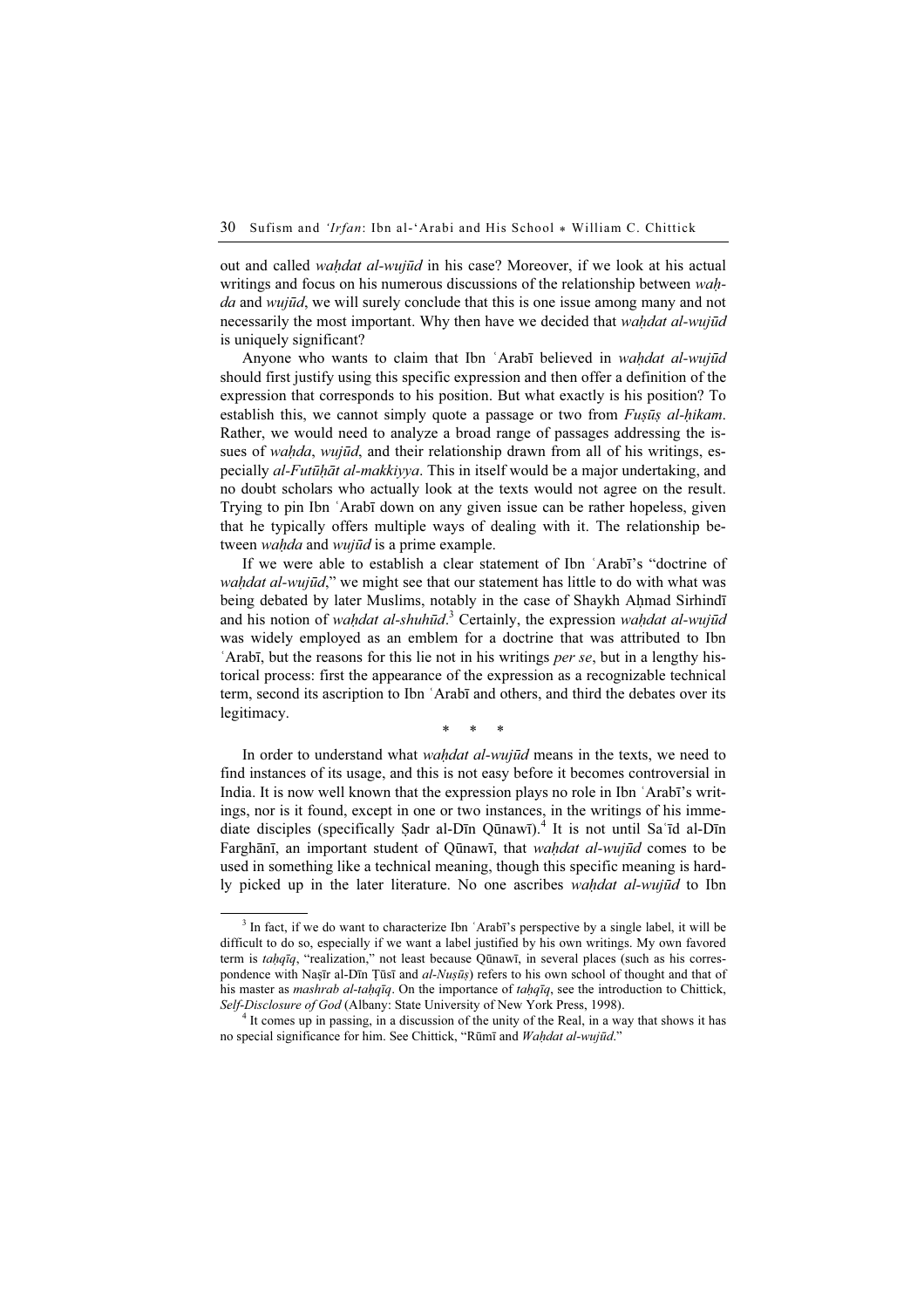out and called *waḥdat al-wujūd* in his case? Moreover, if we look at his actual writings and focus on his numerous discussions of the relationship between *waḥda* and *wujūd*, we will surely conclude that this is one issue among many and not necessarily the most important. Why then have we decided that *waḥdat al-wujūd* is uniquely significant?

Anyone who wants to claim that Ibn ʿArabī believed in *waḥdat al-wujūd* should first justify using this specific expression and then offer a definition of the expression that corresponds to his position. But what exactly is his position? To establish this, we cannot simply quote a passage or two from *Fuṣūṣ al-ḥikam*. Rather, we would need to analyze a broad range of passages addressing the issues of *waḥda*, *wujūd*, and their relationship drawn from all of his writings, especially *al-Futūḥāt al-makkiyya*. This in itself would be a major undertaking, and no doubt scholars who actually look at the texts would not agree on the result. Trying to pin Ibn ʿArabī down on any given issue can be rather hopeless, given that he typically offers multiple ways of dealing with it. The relationship between *waḥda* and *wujūd* is a prime example.

If we were able to establish a clear statement of Ibn ʿArabī's "doctrine of *waḥdat al-wujūd*," we might see that our statement has little to do with what was being debated by later Muslims, notably in the case of Shaykh Aḥmad Sirhindī and his notion of *waḥdat al-shuhūd*.[3] Certainly, the expression *waḥdat al-wujūd* was widely employed as an emblem for a doctrine that was attributed to Ibn ʿArabī, but the reasons for this lie not in his writings *per se*, but in a lengthy historical process: first the appearance of the expression as a recognizable technical term, second its ascription to Ibn ʿArabī and others, and third the debates over its legitimacy.

\* \* \*

In order to understand what *waḥdat al-wujūd* means in the texts, we need to find instances of its usage, and this is not easy before it becomes controversial in India. It is now well known that the expression plays no role in Ibn ʿArabī's writings, nor is it found, except in one or two instances, in the writings of his immediate disciples (specifically Ṣadr al-Dīn Qūnawī).[4] It is not until Saʿīd al-Dīn Farghānī, an important student of Qūnawī, that *waḥdat al-wujūd* comes to be used in something like a technical meaning, though this specific meaning is hardly picked up in the later literature. No one ascribes *waḥdat al-wujūd* to Ibn

---

[3] In fact, if we do want to characterize Ibn ʿArabī's perspective by a single label, it will be difficult to do so, especially if we want a label justified by his own writings. My own favored term is *taḥqīq*, "realization," not least because Qūnawī, in several places (such as his correspondence with Naṣīr al-Dīn Ṭūsī and *al-Nuṣūṣ*) refers to his own school of thought and that of his master as *mashrab al-taḥqīq*. On the importance of *taḥqīq*, see the introduction to Chittick, *Self-Disclosure of God* (Albany: State University of New York Press, 1998).

[4] It comes up in passing, in a discussion of the unity of the Real, in a way that shows it has no special significance for him. See Chittick, "Rūmī and *Waḥdat al-wujūd*."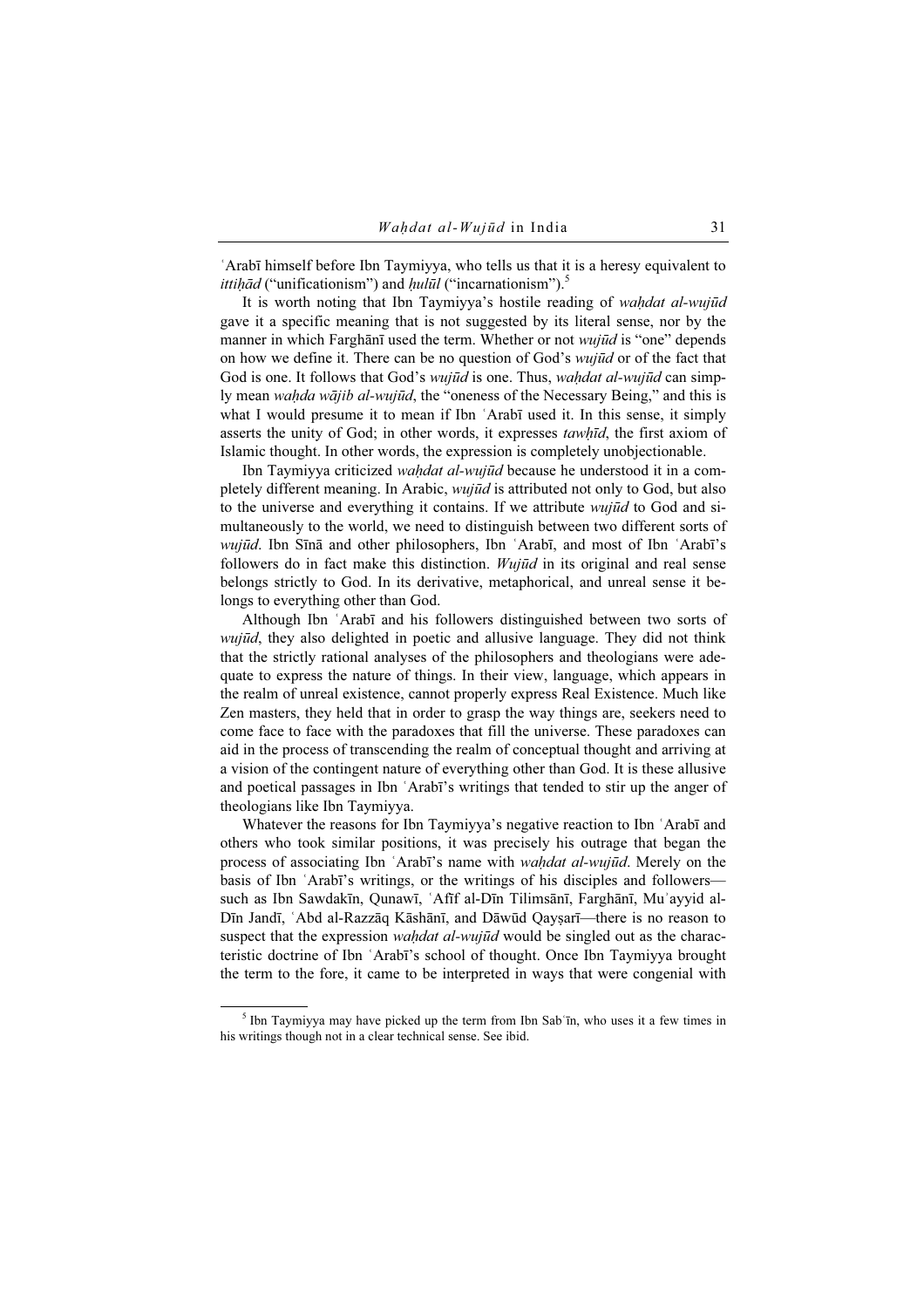ʿArabī himself before Ibn Taymiyya, who tells us that it is a heresy equivalent to *ittiḥād* ("unificationism") and *ḥulūl* ("incarnationism").[5]

It is worth noting that Ibn Taymiyya's hostile reading of *waḥdat al-wujūd* gave it a specific meaning that is not suggested by its literal sense, nor by the manner in which Farghānī used the term. Whether or not *wujūd* is "one" depends on how we define it. There can be no question of God's *wujūd* or of the fact that God is one. It follows that God's *wujūd* is one. Thus, *waḥdat al-wujūd* can simply mean *waḥda wājib al-wujūd*, the "oneness of the Necessary Being," and this is what I would presume it to mean if Ibn ʿArabī used it. In this sense, it simply asserts the unity of God; in other words, it expresses *tawḥīd*, the first axiom of Islamic thought. In other words, the expression is completely unobjectionable.

Ibn Taymiyya criticized *waḥdat al-wujūd* because he understood it in a completely different meaning. In Arabic, *wujūd* is attributed not only to God, but also to the universe and everything it contains. If we attribute *wujūd* to God and simultaneously to the world, we need to distinguish between two different sorts of *wujūd*. Ibn Sīnā and other philosophers, Ibn ʿArabī, and most of Ibn ʿArabī's followers do in fact make this distinction. *Wujūd* in its original and real sense belongs strictly to God. In its derivative, metaphorical, and unreal sense it belongs to everything other than God.

Although Ibn ʿArabī and his followers distinguished between two sorts of *wujūd*, they also delighted in poetic and allusive language. They did not think that the strictly rational analyses of the philosophers and theologians were adequate to express the nature of things. In their view, language, which appears in the realm of unreal existence, cannot properly express Real Existence. Much like Zen masters, they held that in order to grasp the way things are, seekers need to come face to face with the paradoxes that fill the universe. These paradoxes can aid in the process of transcending the realm of conceptual thought and arriving at a vision of the contingent nature of everything other than God. It is these allusive and poetical passages in Ibn ʿArabī's writings that tended to stir up the anger of theologians like Ibn Taymiyya.

Whatever the reasons for Ibn Taymiyya's negative reaction to Ibn ʿArabī and others who took similar positions, it was precisely his outrage that began the process of associating Ibn ʿArabī's name with *waḥdat al-wujūd*. Merely on the basis of Ibn ʿArabī's writings, or the writings of his disciples and followers—such as Ibn Sawdakīn, Qunawī, ʿAfīf al-Dīn Tilimsānī, Farghānī, Muʾayyid al-Dīn Jandī, ʿAbd al-Razzāq Kāshānī, and Dāwūd Qayṣarī—there is no reason to suspect that the expression *waḥdat al-wujūd* would be singled out as the characteristic doctrine of Ibn ʿArabī's school of thought. Once Ibn Taymiyya brought the term to the fore, it came to be interpreted in ways that were congenial with

---

[5] Ibn Taymiyya may have picked up the term from Ibn Sabʿīn, who uses it a few times in his writings though not in a clear technical sense. See ibid.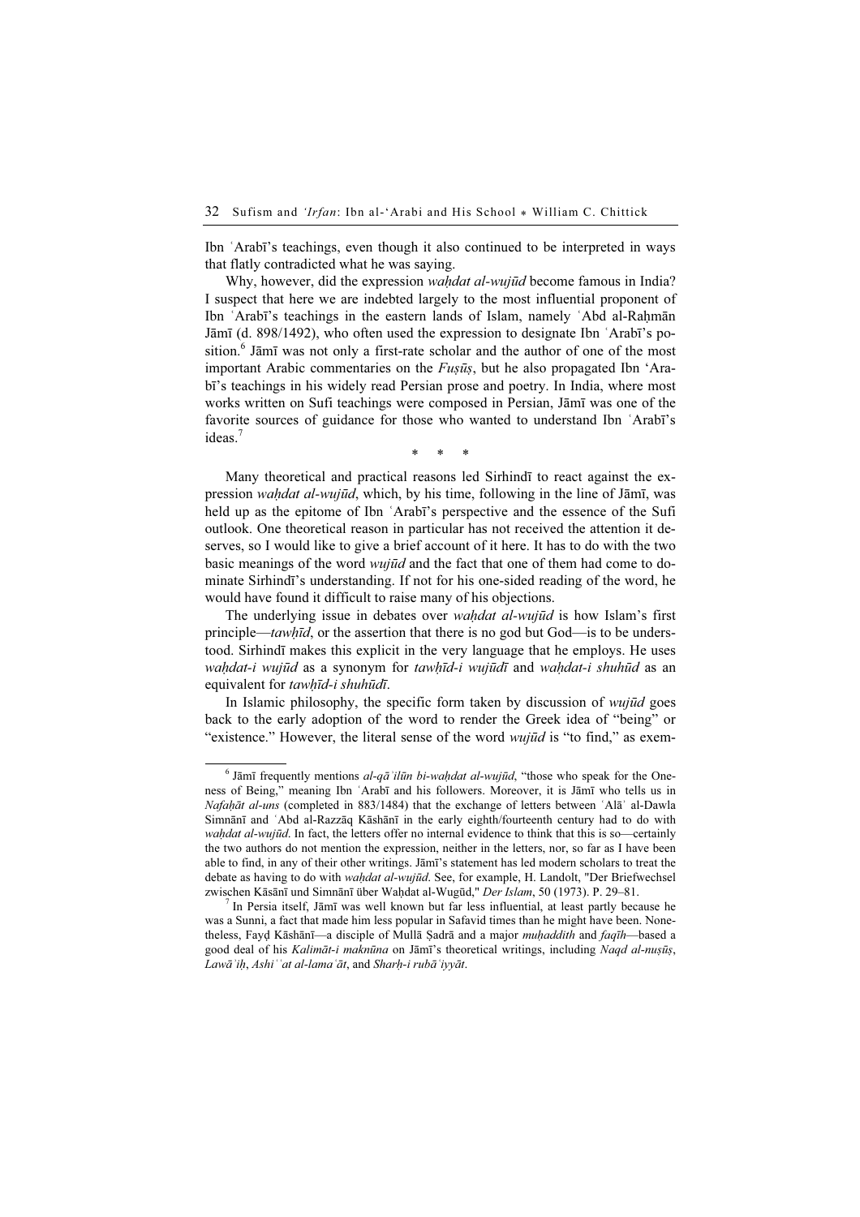Ibn ʿArabī's teachings, even though it also continued to be interpreted in ways that flatly contradicted what he was saying.

Why, however, did the expression *waḥdat al-wujūd* become famous in India? I suspect that here we are indebted largely to the most influential proponent of Ibn ʿArabī's teachings in the eastern lands of Islam, namely ʿAbd al-Raḥmān Jāmī (d. 898/1492), who often used the expression to designate Ibn ʿArabī's position.[6] Jāmī was not only a first-rate scholar and the author of one of the most important Arabic commentaries on the *Fuṣūṣ*, but he also propagated Ibn 'Arabī's teachings in his widely read Persian prose and poetry. In India, where most works written on Sufi teachings were composed in Persian, Jāmī was one of the favorite sources of guidance for those who wanted to understand Ibn ʿArabī's ideas.[7]

\* \* \*

Many theoretical and practical reasons led Sirhindī to react against the expression *waḥdat al-wujūd*, which, by his time, following in the line of Jāmī, was held up as the epitome of Ibn ʿArabī's perspective and the essence of the Sufi outlook. One theoretical reason in particular has not received the attention it deserves, so I would like to give a brief account of it here. It has to do with the two basic meanings of the word *wujūd* and the fact that one of them had come to dominate Sirhindī's understanding. If not for his one-sided reading of the word, he would have found it difficult to raise many of his objections.

The underlying issue in debates over *waḥdat al-wujūd* is how Islam's first principle—*tawḥīd*, or the assertion that there is no god but God—is to be understood. Sirhindī makes this explicit in the very language that he employs. He uses *waḥdat-i wujūd* as a synonym for *tawḥīd-i wujūdī* and *waḥdat-i shuhūd* as an equivalent for *tawḥīd-i shuhūdī*.

In Islamic philosophy, the specific form taken by discussion of *wujūd* goes back to the early adoption of the word to render the Greek idea of "being" or "existence." However, the literal sense of the word *wujūd* is "to find," as exem-

---

[6] Jāmī frequently mentions *al-qāʾilūn bi-waḥdat al-wujūd*, "those who speak for the Oneness of Being," meaning Ibn ʿArabī and his followers. Moreover, it is Jāmī who tells us in *Nafaḥāt al-uns* (completed in 883/1484) that the exchange of letters between ʿAlāʾ al-Dawla Simnānī and ʿAbd al-Razzāq Kāshānī in the early eighth/fourteenth century had to do with *waḥdat al-wujūd*. In fact, the letters offer no internal evidence to think that this is so—certainly the two authors do not mention the expression, neither in the letters, nor, so far as I have been able to find, in any of their other writings. Jāmī's statement has led modern scholars to treat the debate as having to do with *waḥdat al-wujūd*. See, for example, H. Landolt, "Der Briefwechsel zwischen Kāsānī und Simnānī über Waḥdat al-Wugūd," *Der Islam*, 50 (1973). P. 29–81.

[7] In Persia itself, Jāmī was well known but far less influential, at least partly because he was a Sunni, a fact that made him less popular in Safavid times than he might have been. Nonetheless, Fayḍ Kāshānī—a disciple of Mullā Ṣadrā and a major *muḥaddith* and *faqīh*—based a good deal of his *Kalimāt-i maknūna* on Jāmī's theoretical writings, including *Naqd al-nuṣūṣ*, *Lawāʾiḥ*, *Ashiʿʿat al-lamaʿāt*, and *Sharḥ-i rubāʿiyyāt*.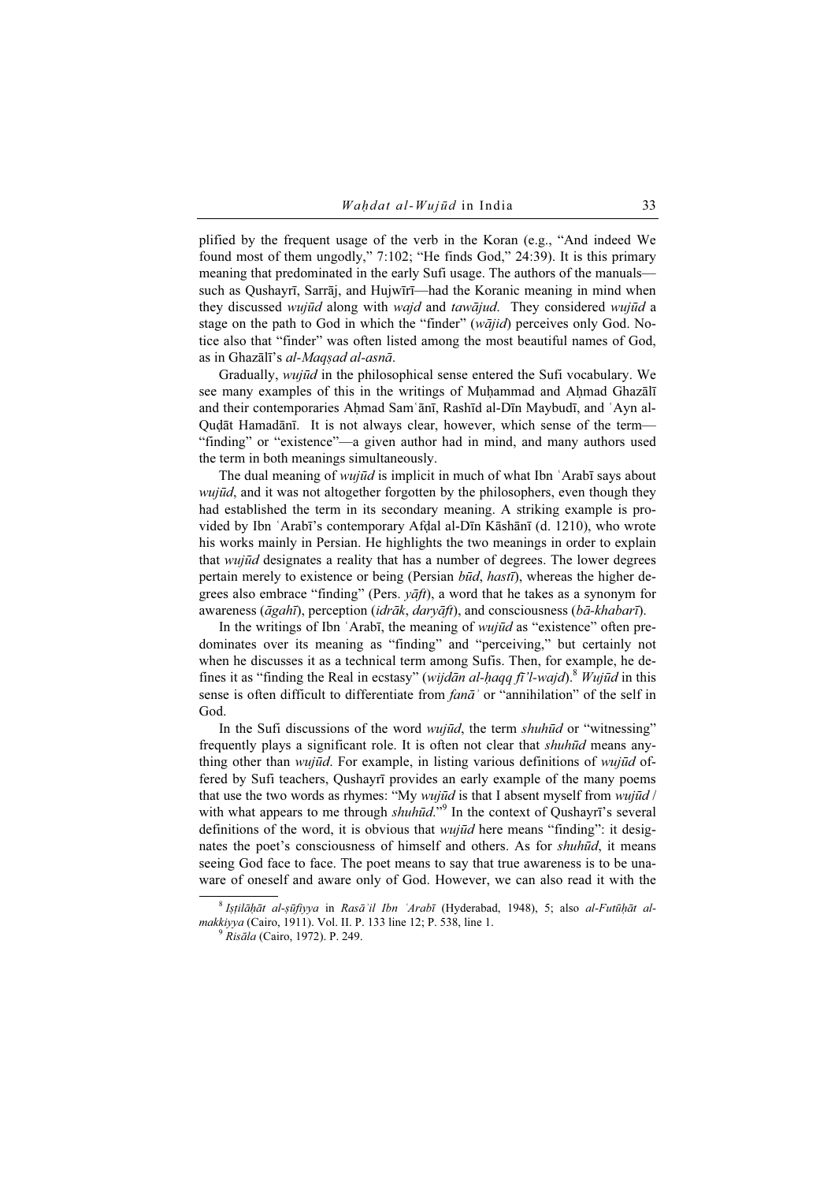plified by the frequent usage of the verb in the Koran (e.g., "And indeed We found most of them ungodly," 7:102; "He finds God," 24:39). It is this primary meaning that predominated in the early Sufi usage. The authors of the manuals—such as Qushayrī, Sarrāj, and Hujwīrī—had the Koranic meaning in mind when they discussed *wujūd* along with *wajd* and *tawājud.* They considered *wujūd* a stage on the path to God in which the "finder" (*wājid*) perceives only God. Notice also that "finder" was often listed among the most beautiful names of God, as in Ghazālī's *al-Maqṣad al-asnā*.

Gradually, *wujūd* in the philosophical sense entered the Sufi vocabulary. We see many examples of this in the writings of Muḥammad and Aḥmad Ghazālī and their contemporaries Aḥmad Samʿānī, Rashīd al-Dīn Maybudī, and ʿAyn al-Quḍāt Hamadānī. It is not always clear, however, which sense of the term—"finding" or "existence"—a given author had in mind, and many authors used the term in both meanings simultaneously.

The dual meaning of *wujūd* is implicit in much of what Ibn ʿArabī says about *wujūd*, and it was not altogether forgotten by the philosophers, even though they had established the term in its secondary meaning. A striking example is provided by Ibn ʿArabī's contemporary Afḍal al-Dīn Kāshānī (d. 1210), who wrote his works mainly in Persian. He highlights the two meanings in order to explain that *wujūd* designates a reality that has a number of degrees. The lower degrees pertain merely to existence or being (Persian *būd*, *hastī*), whereas the higher degrees also embrace "finding" (Pers. *yāft*), a word that he takes as a synonym for awareness (*āgahī*), perception (*idrāk*, *daryāft*), and consciousness (*bā-khabarī*).

In the writings of Ibn ʿArabī, the meaning of *wujūd* as "existence" often predominates over its meaning as "finding" and "perceiving," but certainly not when he discusses it as a technical term among Sufis. Then, for example, he defines it as "finding the Real in ecstasy" (*wijdān al-ḥaqq fī'l-wajd*).[8] *Wujūd* in this sense is often difficult to differentiate from *fanāʾ* or "annihilation" of the self in God.

In the Sufi discussions of the word *wujūd*, the term *shuhūd* or "witnessing" frequently plays a significant role. It is often not clear that *shuhūd* means anything other than *wujūd*. For example, in listing various definitions of *wujūd* offered by Sufi teachers, Qushayrī provides an early example of the many poems that use the two words as rhymes: "My *wujūd* is that I absent myself from *wujūd* / with what appears to me through *shuhūd*."[9] In the context of Qushayrī's several definitions of the word, it is obvious that *wujūd* here means "finding": it designates the poet's consciousness of himself and others. As for *shuhūd*, it means seeing God face to face. The poet means to say that true awareness is to be unaware of oneself and aware only of God. However, we can also read it with the

---

[8] *Iṣṭilāḥāt al-ṣūfiyya* in *Rasāʾil Ibn ʿArabī* (Hyderabad, 1948), 5; also *al-Futūḥāt al-makkiyya* (Cairo, 1911). Vol. II. P. 133 line 12; P. 538, line 1.

[9] *Risāla* (Cairo, 1972). P. 249.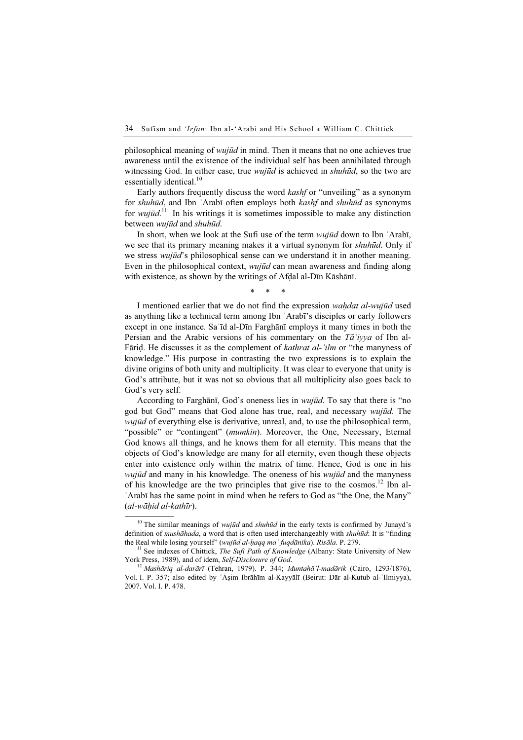philosophical meaning of *wujūd* in mind. Then it means that no one achieves true awareness until the existence of the individual self has been annihilated through witnessing God. In either case, true *wujūd* is achieved in *shuhūd*, so the two are essentially identical.[10]

Early authors frequently discuss the word *kashf* or "unveiling" as a synonym for *shuhūd*, and Ibn ʿArabī often employs both *kashf* and *shuhūd* as synonyms for *wujūd*.[11] In his writings it is sometimes impossible to make any distinction between *wujūd* and *shuhūd*.

In short, when we look at the Sufi use of the term *wujūd* down to Ibn ʿArabī, we see that its primary meaning makes it a virtual synonym for *shuhūd*. Only if we stress *wujūd*'s philosophical sense can we understand it in another meaning. Even in the philosophical context, *wujūd* can mean awareness and finding along with existence, as shown by the writings of Afḍal al-Dīn Kāshānī.

\* \* \*

I mentioned earlier that we do not find the expression *waḥdat al-wujūd* used as anything like a technical term among Ibn ʿArabī's disciples or early followers except in one instance. Saʿīd al-Dīn Farghānī employs it many times in both the Persian and the Arabic versions of his commentary on the *Tāʾiyya* of Ibn al-Fāriḍ. He discusses it as the complement of *kathrat al-ʿilm* or "the manyness of knowledge." His purpose in contrasting the two expressions is to explain the divine origins of both unity and multiplicity. It was clear to everyone that unity is God's attribute, but it was not so obvious that all multiplicity also goes back to God's very self.

According to Farghānī, God's oneness lies in *wujūd*. To say that there is "no god but God" means that God alone has true, real, and necessary *wujūd*. The *wujūd* of everything else is derivative, unreal, and, to use the philosophical term, "possible" or "contingent" (*mumkin*). Moreover, the One, Necessary, Eternal God knows all things, and he knows them for all eternity. This means that the objects of God's knowledge are many for all eternity, even though these objects enter into existence only within the matrix of time. Hence, God is one in his *wujūd* and many in his knowledge. The oneness of his *wujūd* and the manyness of his knowledge are the two principles that give rise to the cosmos.[12] Ibn al-ʿArabī has the same point in mind when he refers to God as "the One, the Many" (*al-wāḥid al-kathīr*).

---

[10] The similar meanings of *wujūd* and *shuhūd* in the early texts is confirmed by Junayd's definition of *mushāhada*, a word that is often used interchangeably with *shuhūd*: It is "finding the Real while losing yourself" (*wujūd al-ḥaqq maʿ fuqdānika*). *Risāla.* P. 279.

[11] See indexes of Chittick, *The Sufi Path of Knowledge* (Albany: State University of New York Press, 1989), and of idem, *Self-Disclosure of God*.

[12] *Mashāriq al-darārī* (Tehran, 1979). P. 344; *Muntahā'l-madārik* (Cairo, 1293/1876), Vol. I. P. 357; also edited by ʿĀṣim Ibrāhīm al-Kayyālī (Beirut: Dār al-Kutub al-ʿIlmiyya), 2007. Vol. I. P. 478.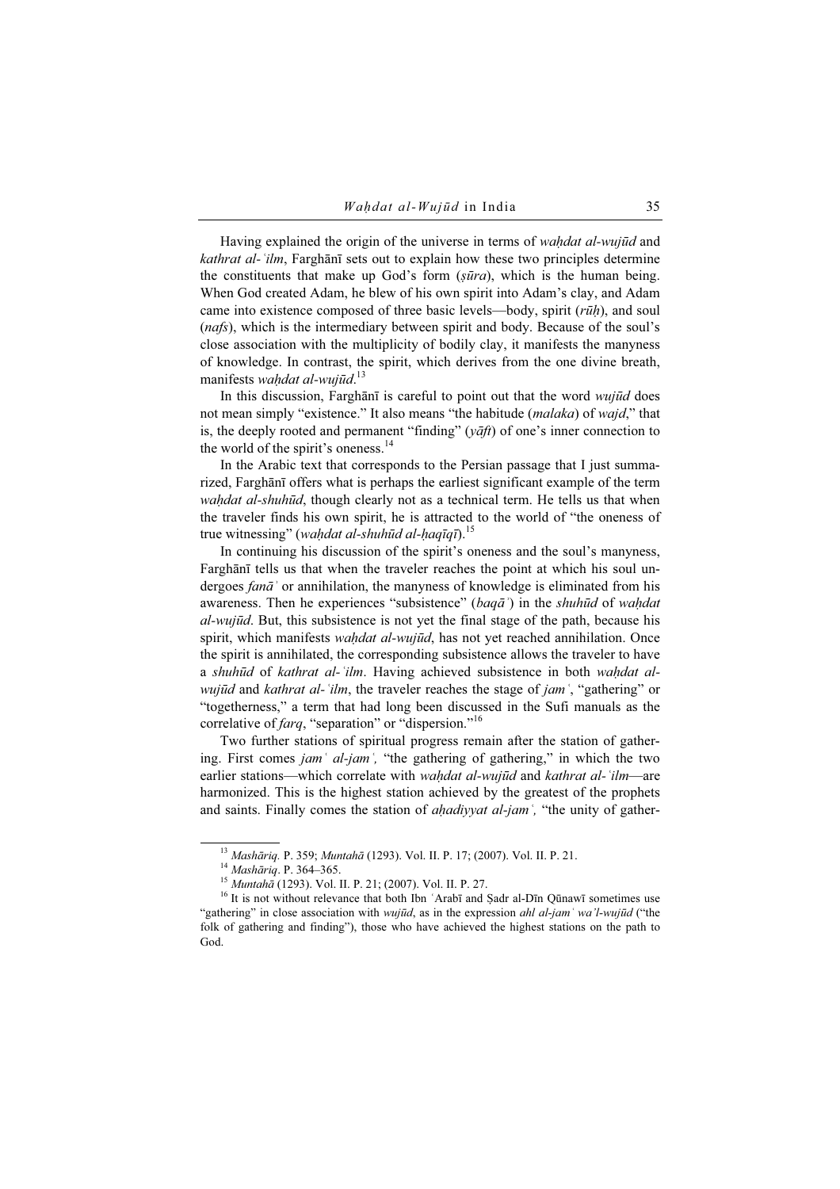Having explained the origin of the universe in terms of *waḥdat al-wujūd* and *kathrat al-ʿilm*, Farghānī sets out to explain how these two principles determine the constituents that make up God's form (*ṣūra*), which is the human being. When God created Adam, he blew of his own spirit into Adam's clay, and Adam came into existence composed of three basic levels—body, spirit (*rūḥ*), and soul (*nafs*), which is the intermediary between spirit and body. Because of the soul's close association with the multiplicity of bodily clay, it manifests the manyness of knowledge. In contrast, the spirit, which derives from the one divine breath, manifests *waḥdat al-wujūd*.[13]

In this discussion, Farghānī is careful to point out that the word *wujūd* does not mean simply "existence." It also means "the habitude (*malaka*) of *wajd*," that is, the deeply rooted and permanent "finding" (*yāft*) of one's inner connection to the world of the spirit's oneness.[14]

In the Arabic text that corresponds to the Persian passage that I just summarized, Farghānī offers what is perhaps the earliest significant example of the term *waḥdat al-shuhūd*, though clearly not as a technical term. He tells us that when the traveler finds his own spirit, he is attracted to the world of "the oneness of true witnessing" (*waḥdat al-shuhūd al-ḥaqīqī*).[15]

In continuing his discussion of the spirit's oneness and the soul's manyness, Farghānī tells us that when the traveler reaches the point at which his soul undergoes *fanāʾ* or annihilation, the manyness of knowledge is eliminated from his awareness. Then he experiences "subsistence" (*baqāʾ*) in the *shuhūd* of *waḥdat al-wujūd*. But, this subsistence is not yet the final stage of the path, because his spirit, which manifests *waḥdat al-wujūd*, has not yet reached annihilation. Once the spirit is annihilated, the corresponding subsistence allows the traveler to have a *shuhūd* of *kathrat al-ʿilm*. Having achieved subsistence in both *waḥdat al-wujūd* and *kathrat al-ʿilm*, the traveler reaches the stage of *jamʿ*, "gathering" or "togetherness," a term that had long been discussed in the Sufi manuals as the correlative of *farq*, "separation" or "dispersion."[16]

Two further stations of spiritual progress remain after the station of gathering. First comes *jamʿ al-jamʿ,* "the gathering of gathering," in which the two earlier stations—which correlate with *waḥdat al-wujūd* and *kathrat al-ʿilm*—are harmonized. This is the highest station achieved by the greatest of the prophets and saints. Finally comes the station of *aḥadiyyat al-jamʿ,* "the unity of gather-

---

[13] *Mashāriq.* P. 359; *Muntahā* (1293). Vol. II. P. 17; (2007). Vol. II. P. 21.

[14] *Mashāriq*. P. 364–365.

[15] *Muntahā* (1293). Vol. II. P. 21; (2007). Vol. II. P. 27.

[16] It is not without relevance that both Ibn ʿArabī and Ṣadr al-Dīn Qūnawī sometimes use "gathering" in close association with *wujūd*, as in the expression *ahl al-jamʿ wa'l-wujūd* ("the folk of gathering and finding"), those who have achieved the highest stations on the path to God.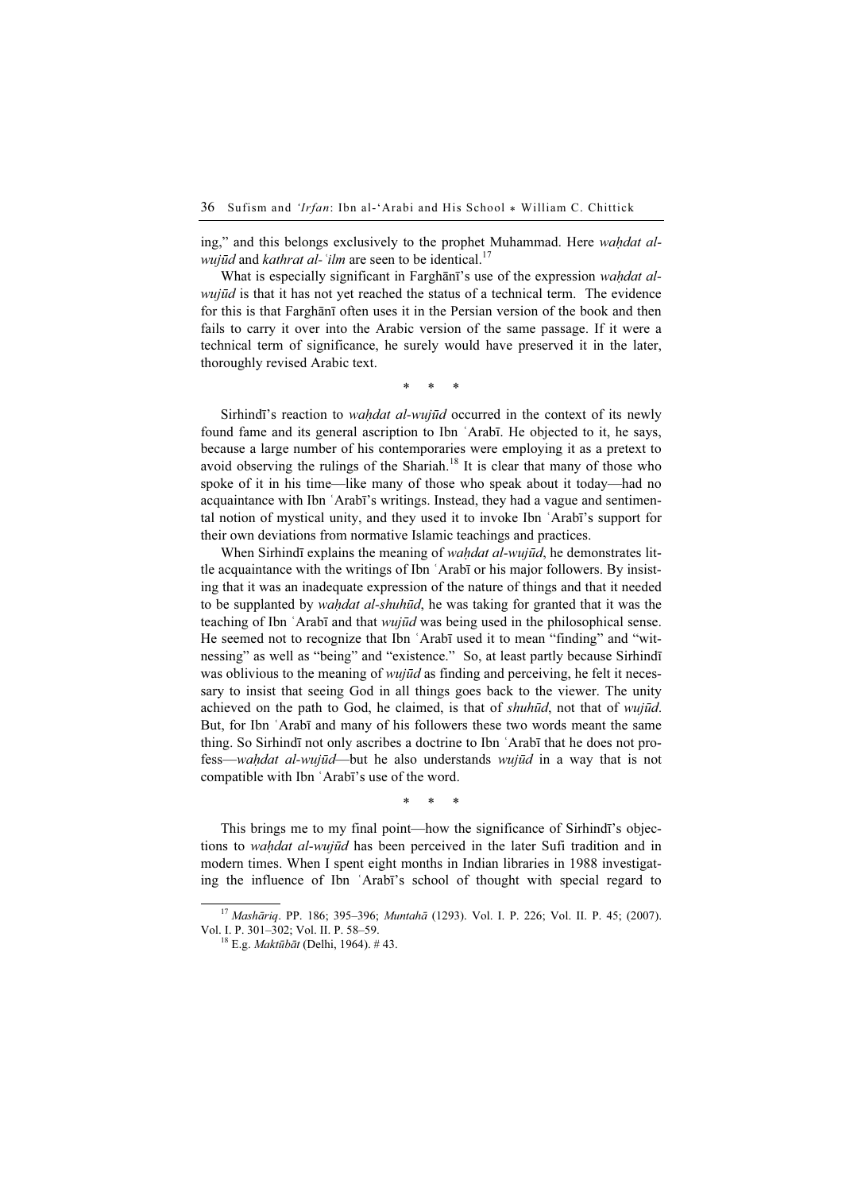ing," and this belongs exclusively to the prophet Muhammad. Here *waḥdat al-wujūd* and *kathrat al-ʿilm* are seen to be identical.[17]

What is especially significant in Farghānī's use of the expression *waḥdat al-wujūd* is that it has not yet reached the status of a technical term. The evidence for this is that Farghānī often uses it in the Persian version of the book and then fails to carry it over into the Arabic version of the same passage. If it were a technical term of significance, he surely would have preserved it in the later, thoroughly revised Arabic text.

\* \* \*

Sirhindī's reaction to *waḥdat al-wujūd* occurred in the context of its newly found fame and its general ascription to Ibn ʿArabī. He objected to it, he says, because a large number of his contemporaries were employing it as a pretext to avoid observing the rulings of the Shariah.[18] It is clear that many of those who spoke of it in his time—like many of those who speak about it today—had no acquaintance with Ibn ʿArabī's writings. Instead, they had a vague and sentimental notion of mystical unity, and they used it to invoke Ibn ʿArabī's support for their own deviations from normative Islamic teachings and practices.

When Sirhindī explains the meaning of *waḥdat al-wujūd*, he demonstrates little acquaintance with the writings of Ibn ʿArabī or his major followers. By insisting that it was an inadequate expression of the nature of things and that it needed to be supplanted by *waḥdat al-shuhūd*, he was taking for granted that it was the teaching of Ibn ʿArabī and that *wujūd* was being used in the philosophical sense. He seemed not to recognize that Ibn ʿArabī used it to mean "finding" and "witnessing" as well as "being" and "existence." So, at least partly because Sirhindī was oblivious to the meaning of *wujūd* as finding and perceiving, he felt it necessary to insist that seeing God in all things goes back to the viewer. The unity achieved on the path to God, he claimed, is that of *shuhūd*, not that of *wujūd*. But, for Ibn ʿArabī and many of his followers these two words meant the same thing. So Sirhindī not only ascribes a doctrine to Ibn ʿArabī that he does not profess—*waḥdat al-wujūd*—but he also understands *wujūd* in a way that is not compatible with Ibn ʿArabī's use of the word.

\* \* \*

This brings me to my final point—how the significance of Sirhindī's objections to *waḥdat al-wujūd* has been perceived in the later Sufi tradition and in modern times. When I spent eight months in Indian libraries in 1988 investigating the influence of Ibn ʿArabī's school of thought with special regard to

[17] *Mashāriq*. PP. 186; 395–396; *Muntahā* (1293). Vol. I. P. 226; Vol. II. P. 45; (2007). Vol. I. P. 301–302; Vol. II. P. 58–59.

[18] E.g. *Maktūbāt* (Delhi, 1964). # 43.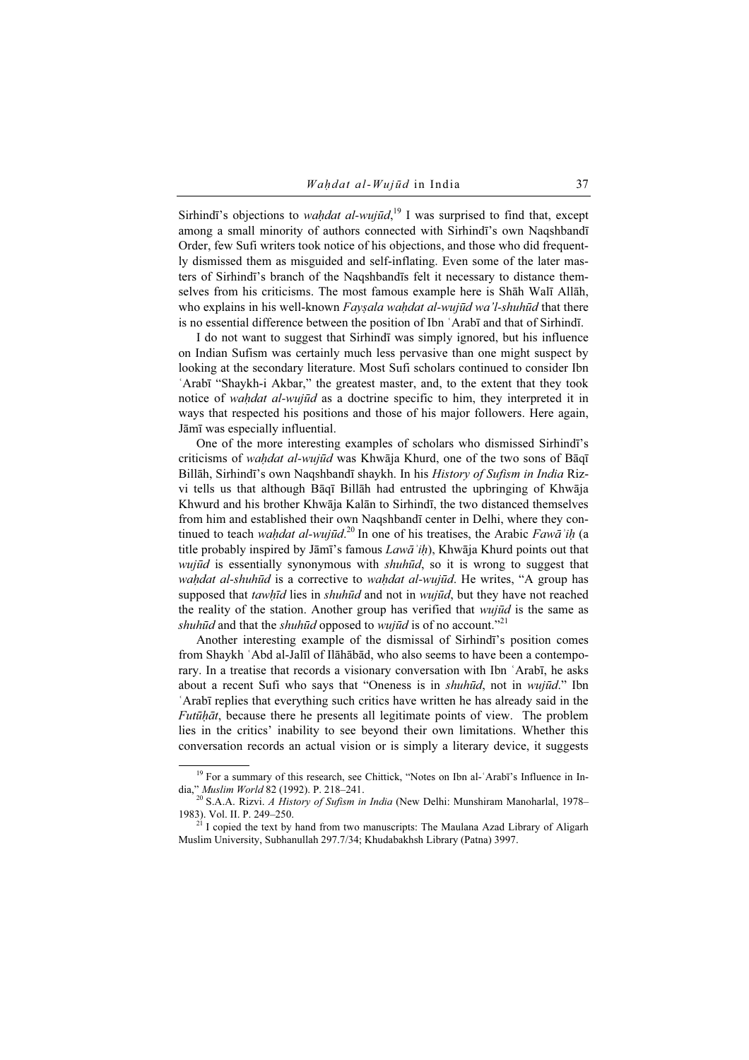Sirhindī's objections to *waḥdat al-wujūd*,[19] I was surprised to find that, except among a small minority of authors connected with Sirhindī's own Naqshbandī Order, few Sufi writers took notice of his objections, and those who did frequently dismissed them as misguided and self-inflating. Even some of the later masters of Sirhindī's branch of the Naqshbandīs felt it necessary to distance themselves from his criticisms. The most famous example here is Shāh Walī Allāh, who explains in his well-known *Fayṣala waḥdat al-wujūd wa'l-shuhūd* that there is no essential difference between the position of Ibn ʿArabī and that of Sirhindī.

I do not want to suggest that Sirhindī was simply ignored, but his influence on Indian Sufism was certainly much less pervasive than one might suspect by looking at the secondary literature. Most Sufi scholars continued to consider Ibn ʿArabī "Shaykh-i Akbar," the greatest master, and, to the extent that they took notice of *waḥdat al-wujūd* as a doctrine specific to him, they interpreted it in ways that respected his positions and those of his major followers. Here again, Jāmī was especially influential.

One of the more interesting examples of scholars who dismissed Sirhindī's criticisms of *waḥdat al-wujūd* was Khwāja Khurd, one of the two sons of Bāqī Billāh, Sirhindī's own Naqshbandī shaykh. In his *History of Sufism in India* Rizvi tells us that although Bāqī Billāh had entrusted the upbringing of Khwāja Khwurd and his brother Khwāja Kalān to Sirhindī, the two distanced themselves from him and established their own Naqshbandī center in Delhi, where they continued to teach *waḥdat al-wujūd*.[20] In one of his treatises, the Arabic *Fawāʾiḥ* (a title probably inspired by Jāmī's famous *Lawāʾiḥ*), Khwāja Khurd points out that *wujūd* is essentially synonymous with *shuhūd*, so it is wrong to suggest that *waḥdat al-shuhūd* is a corrective to *waḥdat al-wujūd*. He writes, "A group has supposed that *tawḥīd* lies in *shuhūd* and not in *wujūd*, but they have not reached the reality of the station. Another group has verified that *wujūd* is the same as *shuhūd* and that the *shuhūd* opposed to *wujūd* is of no account."[21]

Another interesting example of the dismissal of Sirhindī's position comes from Shaykh ʿAbd al-Jalīl of Ilāhābād, who also seems to have been a contemporary. In a treatise that records a visionary conversation with Ibn ʿArabī, he asks about a recent Sufi who says that "Oneness is in *shuhūd*, not in *wujūd*." Ibn ʿArabī replies that everything such critics have written he has already said in the *Futūḥāt*, because there he presents all legitimate points of view. The problem lies in the critics' inability to see beyond their own limitations. Whether this conversation records an actual vision or is simply a literary device, it suggests

---

[19] For a summary of this research, see Chittick, "Notes on Ibn al-ʿArabī's Influence in India," *Muslim World* 82 (1992). P. 218–241.

[20] S.A.A. Rizvi. *A History of Sufism in India* (New Delhi: Munshiram Manoharlal, 1978–1983). Vol. II. P. 249–250.

[21] I copied the text by hand from two manuscripts: The Maulana Azad Library of Aligarh Muslim University, Subhanullah 297.7/34; Khudabakhsh Library (Patna) 3997.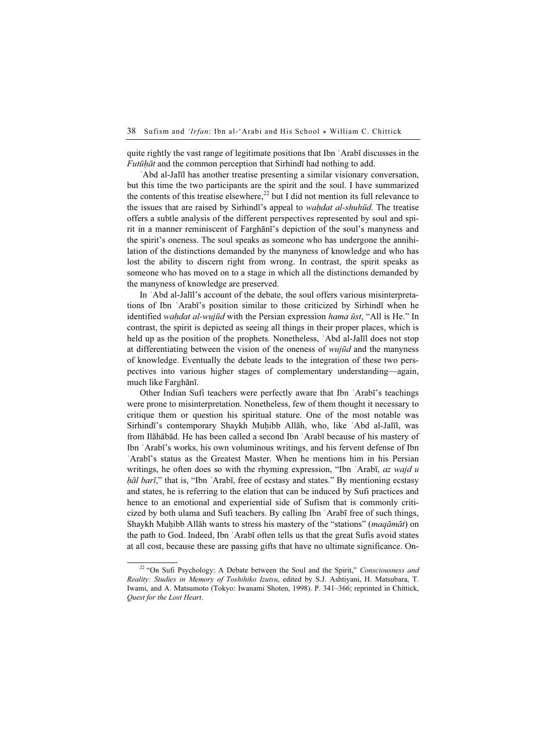quite rightly the vast range of legitimate positions that Ibn ʿArabī discusses in the *Futūḥāt* and the common perception that Sirhindī had nothing to add.

ʿAbd al-Jalīl has another treatise presenting a similar visionary conversation, but this time the two participants are the spirit and the soul. I have summarized the contents of this treatise elsewhere,[22] but I did not mention its full relevance to the issues that are raised by Sirhindī's appeal to *waḥdat al-shuhūd*. The treatise offers a subtle analysis of the different perspectives represented by soul and spirit in a manner reminiscent of Farghānī's depiction of the soul's manyness and the spirit's oneness. The soul speaks as someone who has undergone the annihilation of the distinctions demanded by the manyness of knowledge and who has lost the ability to discern right from wrong. In contrast, the spirit speaks as someone who has moved on to a stage in which all the distinctions demanded by the manyness of knowledge are preserved.

In ʿAbd al-Jalīl's account of the debate, the soul offers various misinterpretations of Ibn ʿArabī's position similar to those criticized by Sirhindī when he identified *waḥdat al-wujūd* with the Persian expression *hama ūst*, "All is He." In contrast, the spirit is depicted as seeing all things in their proper places, which is held up as the position of the prophets. Nonetheless, ʿAbd al-Jalīl does not stop at differentiating between the vision of the oneness of *wujūd* and the manyness of knowledge. Eventually the debate leads to the integration of these two perspectives into various higher stages of complementary understanding—again, much like Farghānī.

Other Indian Sufi teachers were perfectly aware that Ibn ʿArabī's teachings were prone to misinterpretation. Nonetheless, few of them thought it necessary to critique them or question his spiritual stature. One of the most notable was Sirhindī's contemporary Shaykh Muḥibb Allāh, who, like ʿAbd al-Jalīl, was from Ilāhābād. He has been called a second Ibn ʿArabī because of his mastery of Ibn ʿArabī's works, his own voluminous writings, and his fervent defense of Ibn ʿArabī's status as the Greatest Master. When he mentions him in his Persian writings, he often does so with the rhyming expression, "Ibn ʿArabī, *az wajd u ḥāl barī*," that is, "Ibn ʿArabī, free of ecstasy and states." By mentioning ecstasy and states, he is referring to the elation that can be induced by Sufi practices and hence to an emotional and experiential side of Sufism that is commonly criticized by both ulama and Sufi teachers. By calling Ibn ʿArabī free of such things, Shaykh Muḥibb Allāh wants to stress his mastery of the "stations" (*maqāmāt*) on the path to God. Indeed, Ibn ʿArabī often tells us that the great Sufis avoid states at all cost, because these are passing gifts that have no ultimate significance. On-

---

[22] "On Sufi Psychology: A Debate between the Soul and the Spirit," *Consciousness and Reality: Studies in Memory of Toshihiko Izutsu*, edited by S.J. Ashtiyani, H. Matsubara, T. Iwami, and A. Matsumoto (Tokyo: Iwanami Shoten, 1998). P. 341–366; reprinted in Chittick, *Quest for the Lost Heart*.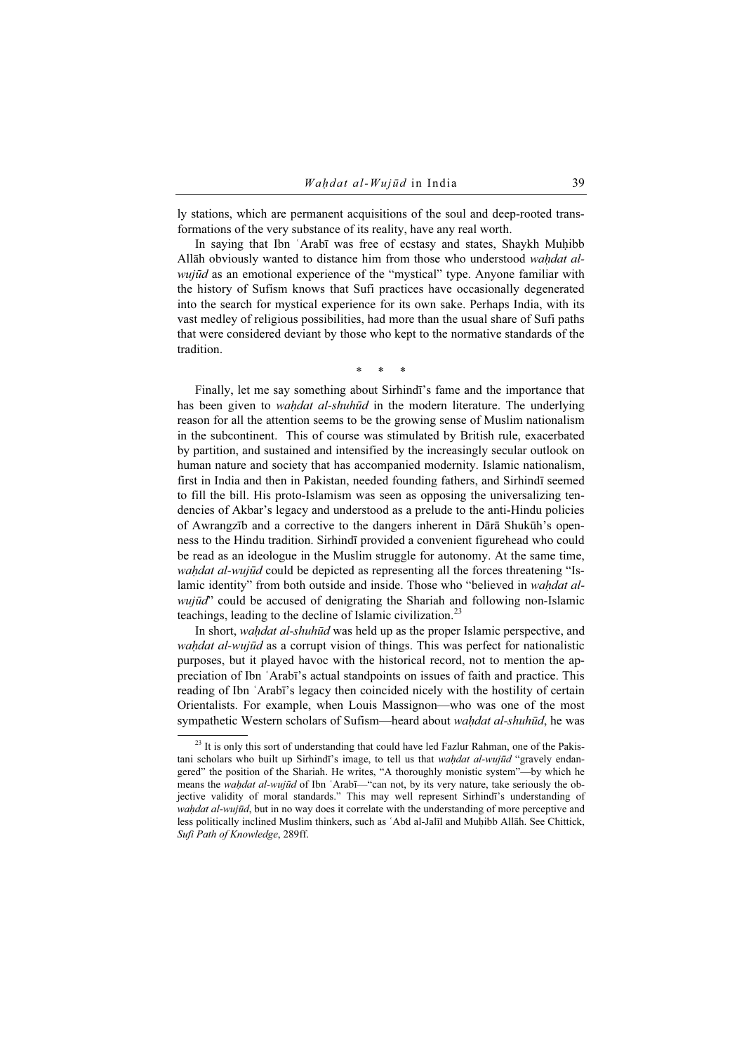ly stations, which are permanent acquisitions of the soul and deep-rooted transformations of the very substance of its reality, have any real worth.

In saying that Ibn ʿArabī was free of ecstasy and states, Shaykh Muḥibb Allāh obviously wanted to distance him from those who understood *waḥdat al-wujūd* as an emotional experience of the "mystical" type. Anyone familiar with the history of Sufism knows that Sufi practices have occasionally degenerated into the search for mystical experience for its own sake. Perhaps India, with its vast medley of religious possibilities, had more than the usual share of Sufi paths that were considered deviant by those who kept to the normative standards of the tradition.

\* \* \*

Finally, let me say something about Sirhindī's fame and the importance that has been given to *waḥdat al-shuhūd* in the modern literature. The underlying reason for all the attention seems to be the growing sense of Muslim nationalism in the subcontinent. This of course was stimulated by British rule, exacerbated by partition, and sustained and intensified by the increasingly secular outlook on human nature and society that has accompanied modernity. Islamic nationalism, first in India and then in Pakistan, needed founding fathers, and Sirhindī seemed to fill the bill. His proto-Islamism was seen as opposing the universalizing tendencies of Akbar's legacy and understood as a prelude to the anti-Hindu policies of Awrangzīb and a corrective to the dangers inherent in Dārā Shukūh's openness to the Hindu tradition. Sirhindī provided a convenient figurehead who could be read as an ideologue in the Muslim struggle for autonomy. At the same time, *waḥdat al-wujūd* could be depicted as representing all the forces threatening "Islamic identity" from both outside and inside. Those who "believed in *waḥdat al-wujūd*" could be accused of denigrating the Shariah and following non-Islamic teachings, leading to the decline of Islamic civilization.[23]

In short, *waḥdat al-shuhūd* was held up as the proper Islamic perspective, and *waḥdat al-wujūd* as a corrupt vision of things. This was perfect for nationalistic purposes, but it played havoc with the historical record, not to mention the appreciation of Ibn ʿArabī's actual standpoints on issues of faith and practice. This reading of Ibn ʿArabī's legacy then coincided nicely with the hostility of certain Orientalists. For example, when Louis Massignon—who was one of the most sympathetic Western scholars of Sufism—heard about *waḥdat al-shuhūd*, he was

---

[23] It is only this sort of understanding that could have led Fazlur Rahman, one of the Pakistani scholars who built up Sirhindī's image, to tell us that *waḥdat al-wujūd* "gravely endangered" the position of the Shariah. He writes, "A thoroughly monistic system"—by which he means the *waḥdat al-wujūd* of Ibn ʿArabī—"can not, by its very nature, take seriously the objective validity of moral standards." This may well represent Sirhindī's understanding of *waḥdat al-wujūd*, but in no way does it correlate with the understanding of more perceptive and less politically inclined Muslim thinkers, such as ʿAbd al-Jalīl and Muḥibb Allāh. See Chittick, *Sufi Path of Knowledge*, 289ff.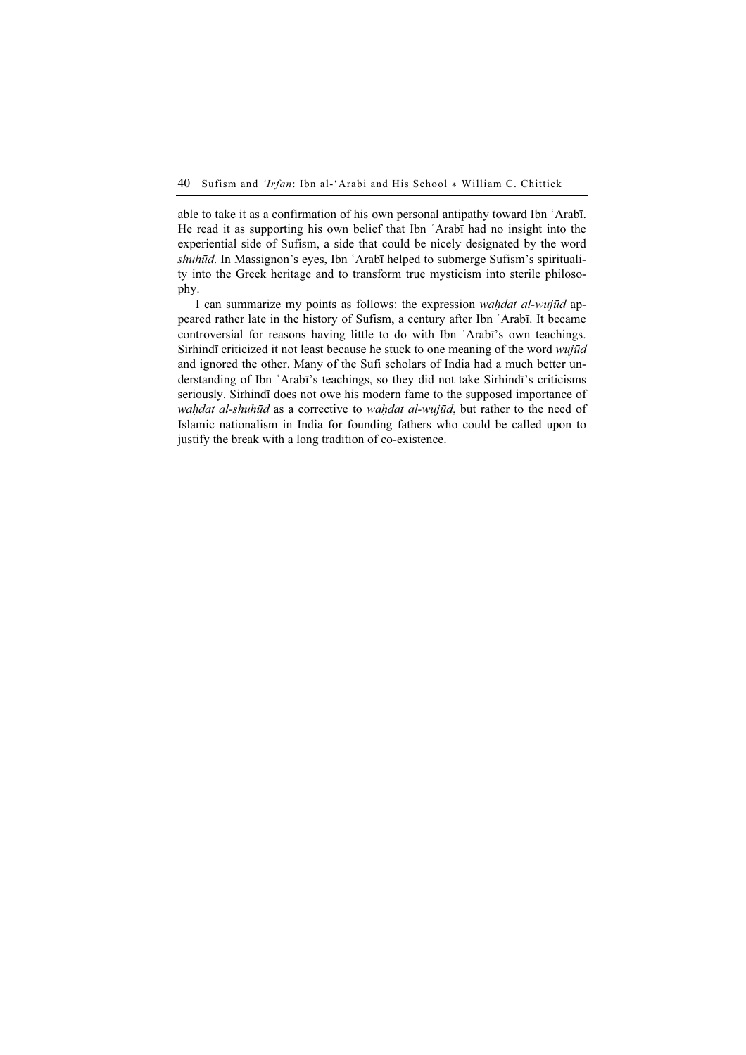able to take it as a confirmation of his own personal antipathy toward Ibn ʿArabī. He read it as supporting his own belief that Ibn ʿArabī had no insight into the experiential side of Sufism, a side that could be nicely designated by the word *shuhūd*. In Massignon's eyes, Ibn ʿArabī helped to submerge Sufism's spirituality into the Greek heritage and to transform true mysticism into sterile philosophy.

I can summarize my points as follows: the expression *waḥdat al-wujūd* appeared rather late in the history of Sufism, a century after Ibn ʿArabī. It became controversial for reasons having little to do with Ibn ʿArabī's own teachings. Sirhindī criticized it not least because he stuck to one meaning of the word *wujūd* and ignored the other. Many of the Sufi scholars of India had a much better understanding of Ibn ʿArabī's teachings, so they did not take Sirhindī's criticisms seriously. Sirhindī does not owe his modern fame to the supposed importance of *waḥdat al-shuhūd* as a corrective to *waḥdat al-wujūd*, but rather to the need of Islamic nationalism in India for founding fathers who could be called upon to justify the break with a long tradition of co-existence.